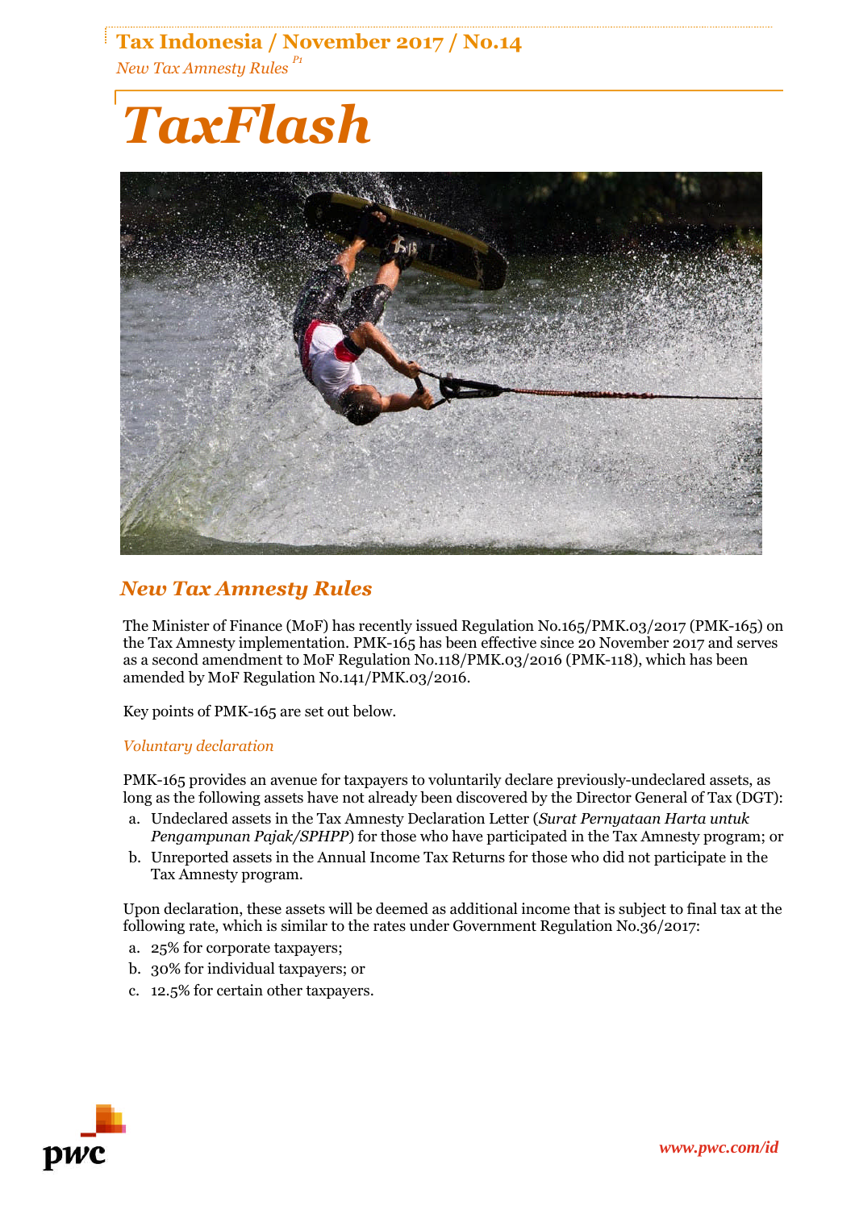# TaxFlash

## New Tax Amnesty Rules

The Minister of Finance (MoF) has recently issued Regulation No.165/PMK.03/2017 (PMK-165) on the Tax Amnesty implementation. PMK-165 has been effective since 20 November 2017 and serves as a second amendment to MoF Regulation No.118/PMK.03/2016 (PMK-118), which has been amended by MoF Regulation No.141/PMK.03/2016.

Key points of PMK-165 are set out below.

### *Voluntary declaration*

PMK-165 provides an avenue for taxpayers to voluntarily declare previously-undeclared assets, as long as the following assets have not already been discovered by the Director General of Tax (DGT):

a. Undeclared assets in the Tax Amnesty Declaration Letter (*Surat Pernyataan Harta untuk Pengampunan Pajak/SPHPP*) for those who have participated in the Tax Amnesty program; or
b. Unreported assets in the Annual Income Tax Returns for those who did not participate in the Tax Amnesty program.

Upon declaration, these assets will be deemed as additional income that is subject to final tax at the following rate, which is similar to the rates under Government Regulation No.36/2017:

a. 25% for corporate taxpayers;
b. 30% for individual taxpayers; or
c. 12.5% for certain other taxpayers.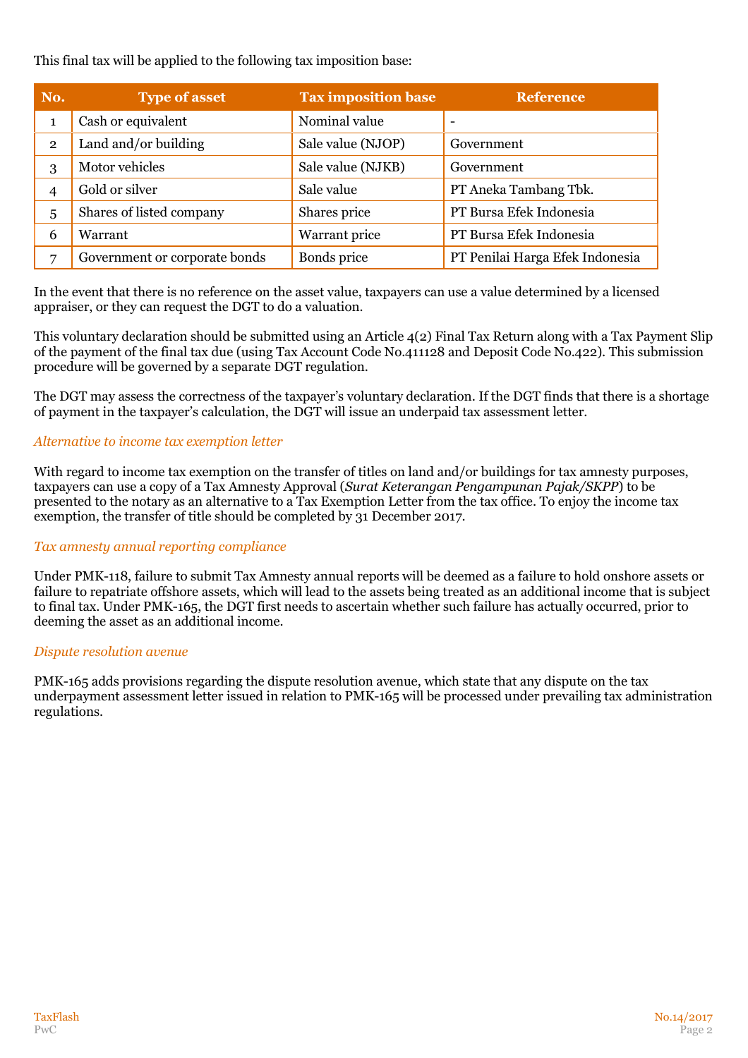This final tax will be applied to the following tax imposition base:

| No. | Type of asset | Tax imposition base | Reference |
|---|---|---|---|
| 1 | Cash or equivalent | Nominal value | - |
| 2 | Land and/or building | Sale value (NJOP) | Government |
| 3 | Motor vehicles | Sale value (NJKB) | Government |
| 4 | Gold or silver | Sale value | PT Aneka Tambang Tbk. |
| 5 | Shares of listed company | Shares price | PT Bursa Efek Indonesia |
| 6 | Warrant | Warrant price | PT Bursa Efek Indonesia |
| 7 | Government or corporate bonds | Bonds price | PT Penilai Harga Efek Indonesia |

In the event that there is no reference on the asset value, taxpayers can use a value determined by a licensed appraiser, or they can request the DGT to do a valuation.

This voluntary declaration should be submitted using an Article 4(2) Final Tax Return along with a Tax Payment Slip of the payment of the final tax due (using Tax Account Code No.411128 and Deposit Code No.422). This submission procedure will be governed by a separate DGT regulation.

The DGT may assess the correctness of the taxpayer's voluntary declaration. If the DGT finds that there is a shortage of payment in the taxpayer's calculation, the DGT will issue an underpaid tax assessment letter.

*Alternative to income tax exemption letter*

With regard to income tax exemption on the transfer of titles on land and/or buildings for tax amnesty purposes, taxpayers can use a copy of a Tax Amnesty Approval (*Surat Keterangan Pengampunan Pajak/SKPP*) to be presented to the notary as an alternative to a Tax Exemption Letter from the tax office. To enjoy the income tax exemption, the transfer of title should be completed by 31 December 2017.

*Tax amnesty annual reporting compliance*

Under PMK-118, failure to submit Tax Amnesty annual reports will be deemed as a failure to hold onshore assets or failure to repatriate offshore assets, which will lead to the assets being treated as an additional income that is subject to final tax. Under PMK-165, the DGT first needs to ascertain whether such failure has actually occurred, prior to deeming the asset as an additional income.

*Dispute resolution avenue*

PMK-165 adds provisions regarding the dispute resolution avenue, which state that any dispute on the tax underpayment assessment letter issued in relation to PMK-165 will be processed under prevailing tax administration regulations.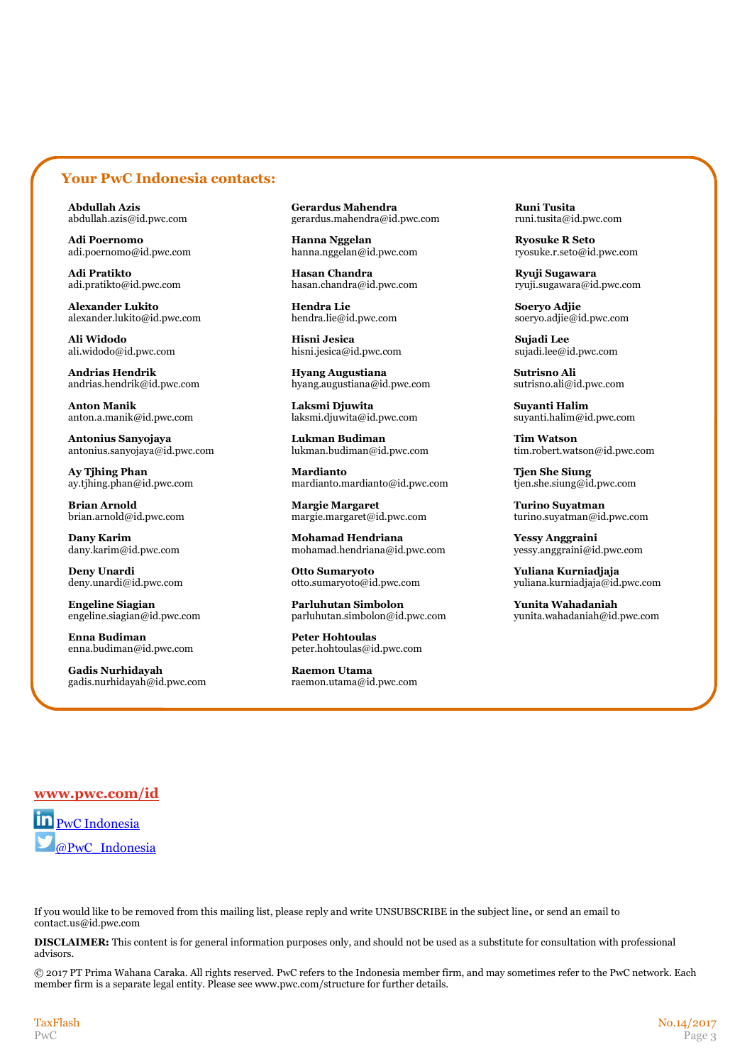## Your PwC Indonesia contacts:

**Abdullah Azis**
abdullah.azis@id.pwc.com

**Adi Poernomo**
adi.poernomo@id.pwc.com

**Adi Pratikto**
adi.pratikto@id.pwc.com

**Alexander Lukito**
alexander.lukito@id.pwc.com

**Ali Widodo**
ali.widodo@id.pwc.com

**Andrias Hendrik**
andrias.hendrik@id.pwc.com

**Anton Manik**
anton.a.manik@id.pwc.com

**Antonius Sanyojaya**
antonius.sanyojaya@id.pwc.com

**Ay Tjhing Phan**
ay.tjhing.phan@id.pwc.com

**Brian Arnold**
brian.arnold@id.pwc.com

**Dany Karim**
dany.karim@id.pwc.com

**Deny Unardi**
deny.unardi@id.pwc.com

**Engeline Siagian**
engeline.siagian@id.pwc.com

**Enna Budiman**
enna.budiman@id.pwc.com

**Gadis Nurhidayah**
gadis.nurhidayah@id.pwc.com

**Gerardus Mahendra**
gerardus.mahendra@id.pwc.com

**Hanna Nggelan**
hanna.nggelan@id.pwc.com

**Hasan Chandra**
hasan.chandra@id.pwc.com

**Hendra Lie**
hendra.lie@id.pwc.com

**Hisni Jesica**
hisni.jesica@id.pwc.com

**Hyang Augustiana**
hyang.augustiana@id.pwc.com

**Laksmi Djuwita**
laksmi.djuwita@id.pwc.com

**Lukman Budiman**
lukman.budiman@id.pwc.com

**Mardianto**
mardianto.mardianto@id.pwc.com

**Margie Margaret**
margie.margaret@id.pwc.com

**Mohamad Hendriana**
mohamad.hendriana@id.pwc.com

**Otto Sumaryoto**
otto.sumaryoto@id.pwc.com

**Parluhutan Simbolon**
parluhutan.simbolon@id.pwc.com

**Peter Hohtoulas**
peter.hohtoulas@id.pwc.com

**Raemon Utama**
raemon.utama@id.pwc.com

**Runi Tusita**
runi.tusita@id.pwc.com

**Ryosuke R Seto**
ryosuke.r.seto@id.pwc.com

**Ryuji Sugawara**
ryuji.sugawara@id.pwc.com

**Soeryo Adjie**
soeryo.adjie@id.pwc.com

**Sujadi Lee**
sujadi.lee@id.pwc.com

**Sutrisno Ali**
sutrisno.ali@id.pwc.com

**Suyanti Halim**
suyanti.halim@id.pwc.com

**Tim Watson**
tim.robert.watson@id.pwc.com

**Tjen She Siung**
tjen.she.siung@id.pwc.com

**Turino Suyatman**
turino.suyatman@id.pwc.com

**Yessy Anggraini**
yessy.anggraini@id.pwc.com

**Yuliana Kurniadjaja**
yuliana.kurniadjaja@id.pwc.com

**Yunita Wahadaniah**
yunita.wahadaniah@id.pwc.com

**www.pwc.com/id**

PwC Indonesia

@PwC_Indonesia

If you would like to be removed from this mailing list, please reply and write UNSUBSCRIBE in the subject line, or send an email to contact.us@id.pwc.com

**DISCLAIMER:** This content is for general information purposes only, and should not be used as a substitute for consultation with professional advisors.

© 2017 PT Prima Wahana Caraka. All rights reserved. PwC refers to the Indonesia member firm, and may sometimes refer to the PwC network. Each member firm is a separate legal entity. Please see www.pwc.com/structure for further details.